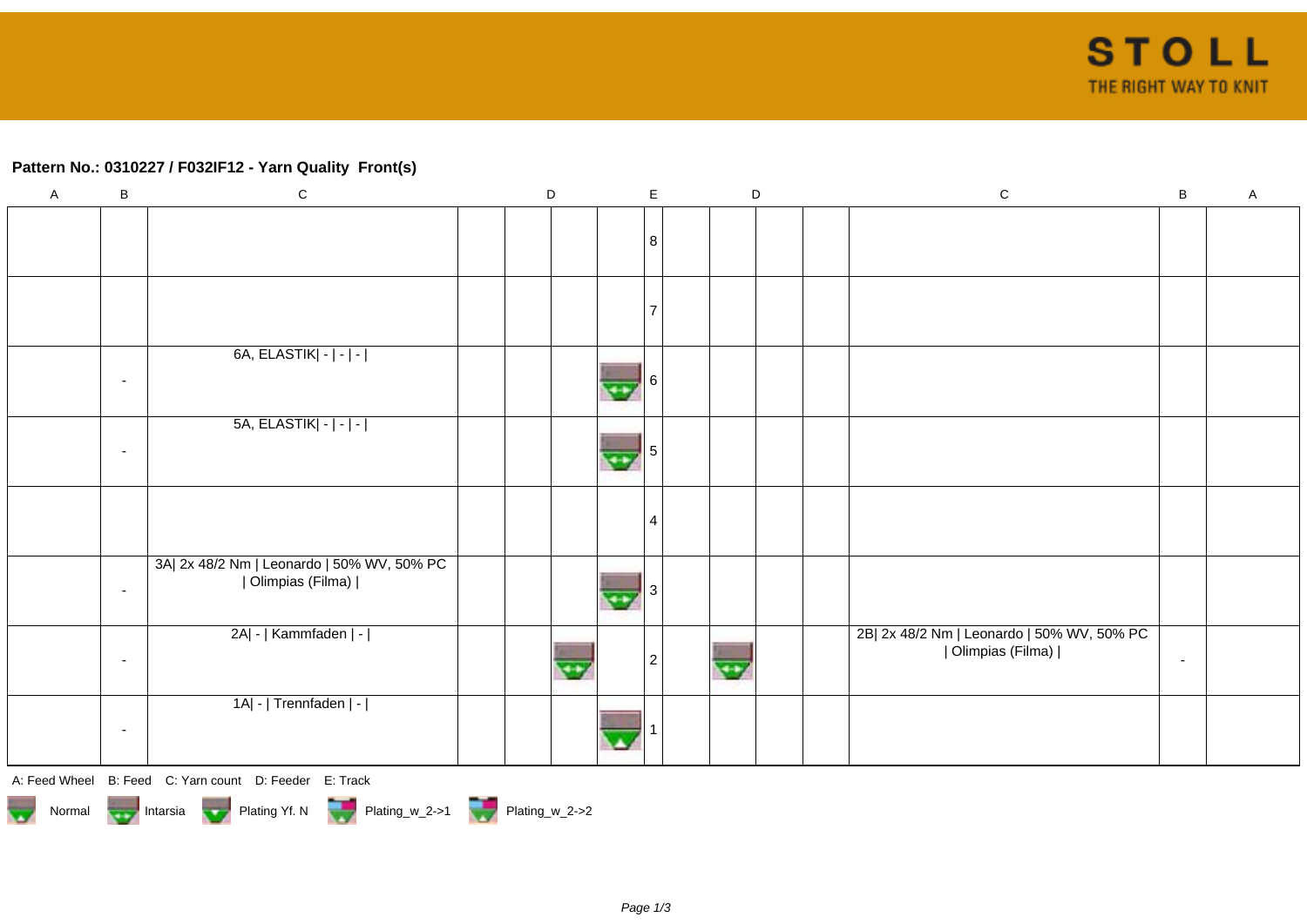**STOLL**
THE RIGHT WAY TO KNIT

## Pattern No.: 0310227 / F032IF12 - Yarn Quality Front(s)

| A | B | C | D | D | D | E | D | D | D | C | B | A |
|---|---|---|---|---|---|---|---|---|---|---|---|---|
| | | | | | | 8 | | | | | | |
| | | | | | | 7 | | | | | | |
| | - | 6A, ELASTIK\| - \| - \| - \| | | | Intarsia | 6 | | | | | | |
| | - | 5A, ELASTIK\| - \| - \| - \| | | | Intarsia | 5 | | | | | | |
| | | | | | | 4 | | | | | | |
| | - | 3A\| 2x 48/2 Nm \| Leonardo \| 50% WV, 50% PC \| Olimpias (Filma) \| | | | Intarsia | 3 | | | | | | |
| | - | 2A\| - \| Kammfaden \| - \| | | Intarsia | | 2 | | Intarsia | | 2B\| 2x 48/2 Nm \| Leonardo \| 50% WV, 50% PC \| Olimpias (Filma) \| | - | |
| | - | 1A\| - \| Trennfaden \| - \| | | | Normal | 1 | | | | | | |

A: Feed Wheel B: Feed C: Yarn count D: Feeder E: Track

Normal Intarsia Plating Yf. N Plating_w_2->1 Plating_w_2->2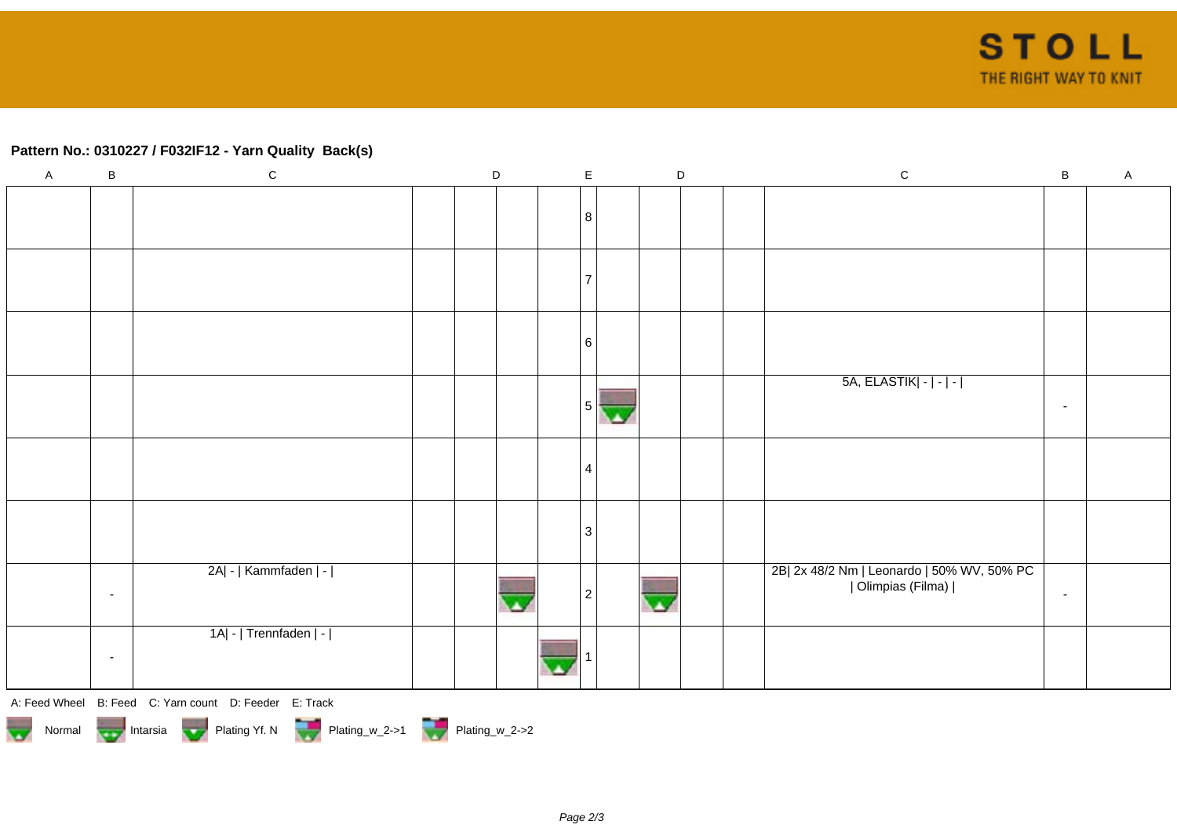## Pattern No.: 0310227 / F032IF12 - Yarn Quality Back(s)

| A | B | C | D | D | D | D | E | D | D | D | D | C | B | A |
|---|---|---|---|---|---|---|---|---|---|---|---|---|---|---|
| | | | | | | | 8 | | | | | | | |
| | | | | | | | 7 | | | | | | | |
| | | | | | | | 6 | | | | | | | |
| | | | | | | | 5 | ▼ | | | | 5A, ELASTIK\| - \| - \| - \| | - | |
| | | | | | | | 4 | | | | | | | |
| | | | | | | | 3 | | | | | | | |
| | - | 2A\| - \| Kammfaden \| - \| | | | ▼ | | 2 | | ▼ | | | 2B\| 2x 48/2 Nm \| Leonardo \| 50% WV, 50% PC \| Olimpias (Filma) \| | - | |
| | - | 1A\| - \| Trennfaden \| - \| | | | | ▼ | 1 | | | | | | | |

A: Feed Wheel B: Feed C: Yarn count D: Feeder E: Track

Normal Intarsia Plating Yf. N Plating_w_2->1 Plating_w_2->2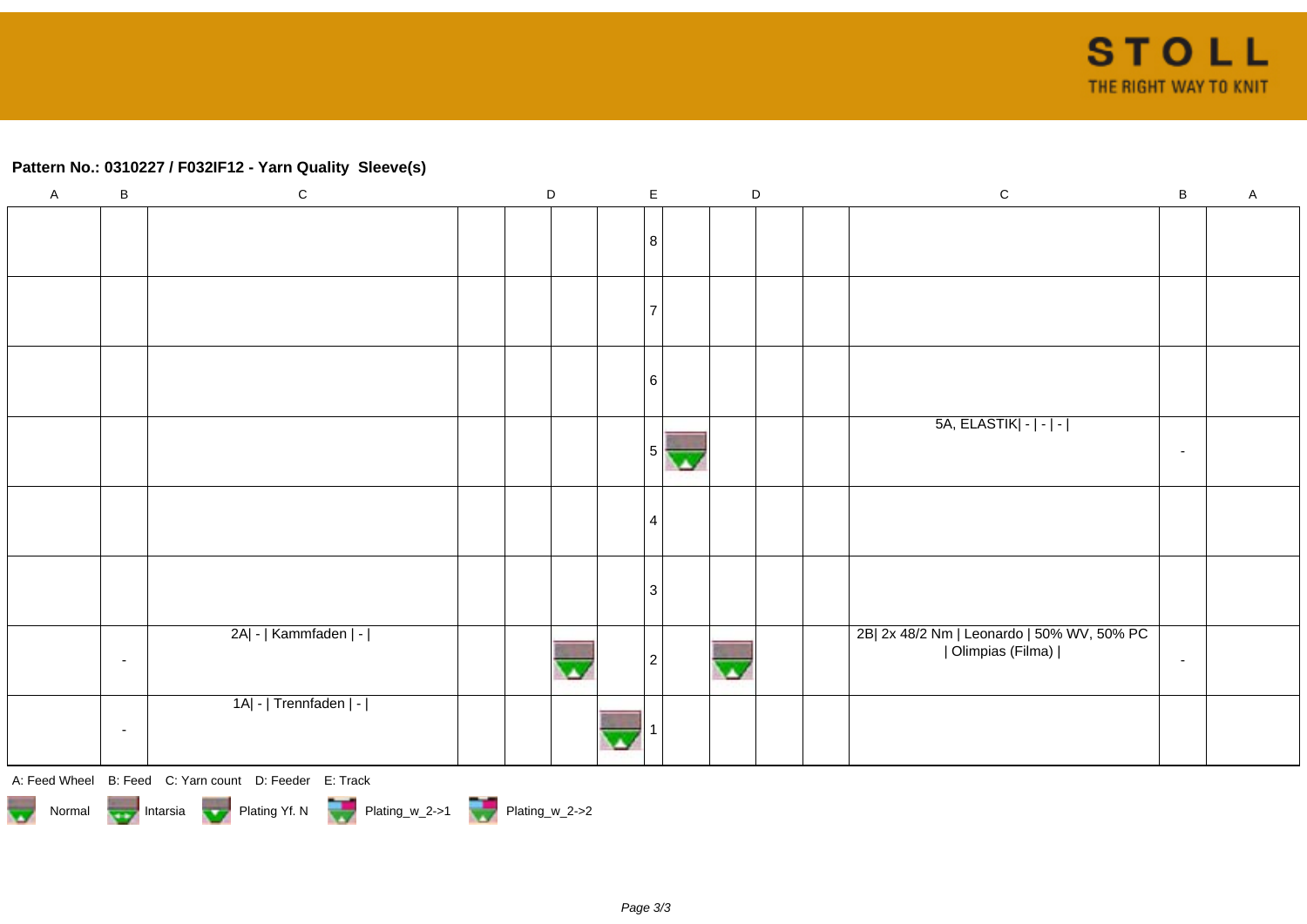## Pattern No.: 0310227 / F032IF12 - Yarn Quality Sleeve(s)

| A | B | C | D | D | D | D | E | D | D | D | D | C | B | A |
|---|---|---|---|---|---|---|---|---|---|---|---|---|---|---|
| | | | | | | | 8 | | | | | | | |
| | | | | | | | 7 | | | | | | | |
| | | | | | | | 6 | | | | | | | |
| | | | | | | | 5 | | | | | 5A, ELASTIK\| - \| - \| - \| | - | |
| | | | | | | | 4 | | | | | | | |
| | | | | | | | 3 | | | | | | | |
| | - | 2A\| - \| Kammfaden \| - \| | | | | | 2 | | | | | 2B\| 2x 48/2 Nm \| Leonardo \| 50% WV, 50% PC \| Olimpias (Filma) \| | - | |
| | - | 1A\| - \| Trennfaden \| - \| | | | | | 1 | | | | | | | |

A: Feed Wheel B: Feed C: Yarn count D: Feeder E: Track

Normal Intarsia Plating Yf. N Plating_w_2->1 Plating_w_2->2